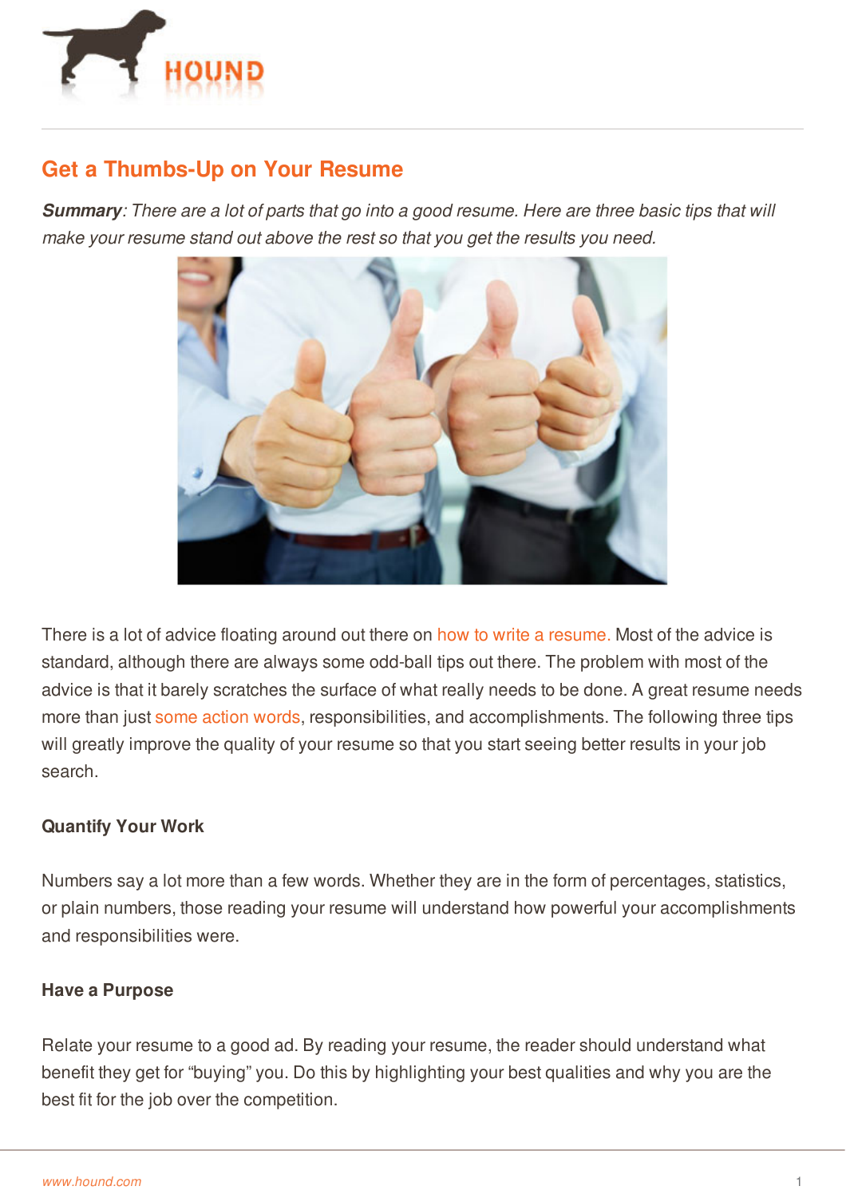# Get a Thumbs-Up on Your Resume

***Summary***: *There are a lot of parts that go into a good resume. Here are three basic tips that will make your resume stand out above the rest so that you get the results you need.*

There is a lot of advice floating around out there on how to write a resume. Most of the advice is standard, although there are always some odd-ball tips out there. The problem with most of the advice is that it barely scratches the surface of what really needs to be done. A great resume needs more than just some action words, responsibilities, and accomplishments. The following three tips will greatly improve the quality of your resume so that you start seeing better results in your job search.

### Quantify Your Work

Numbers say a lot more than a few words. Whether they are in the form of percentages, statistics, or plain numbers, those reading your resume will understand how powerful your accomplishments and responsibilities were.

### Have a Purpose

Relate your resume to a good ad. By reading your resume, the reader should understand what benefit they get for “buying” you. Do this by highlighting your best qualities and why you are the best fit for the job over the competition.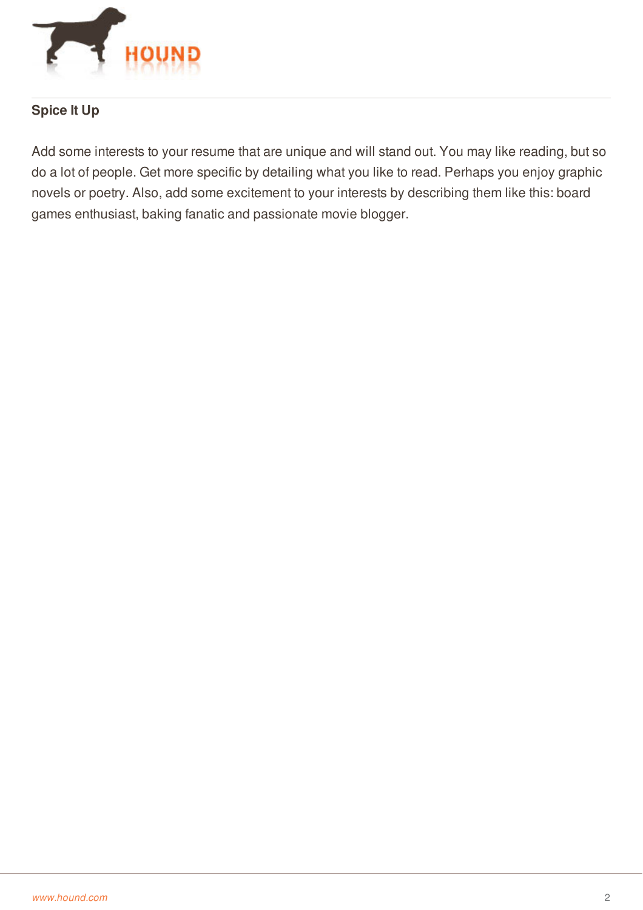## Spice It Up

Add some interests to your resume that are unique and will stand out. You may like reading, but so do a lot of people. Get more specific by detailing what you like to read. Perhaps you enjoy graphic novels or poetry. Also, add some excitement to your interests by describing them like this: board games enthusiast, baking fanatic and passionate movie blogger.